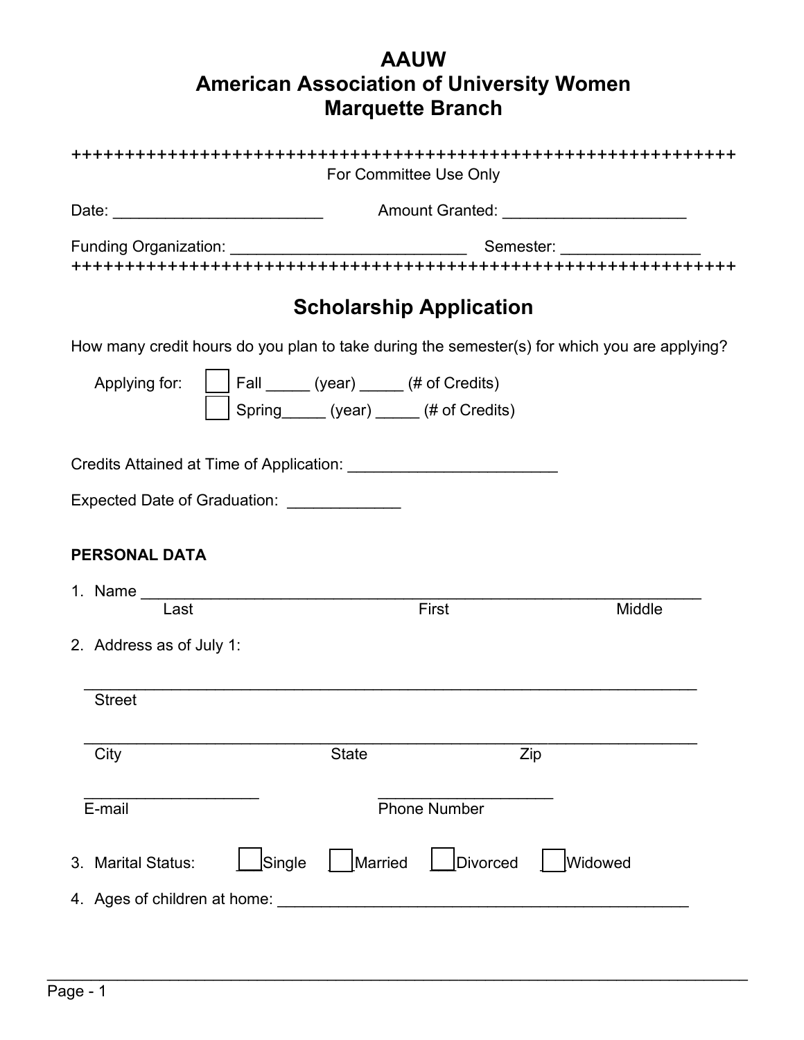# AAUW
# American Association of University Women
# Marquette Branch

++++++++++++++++++++++++++++++++++++++++++++++++++++++++++++++++

For Committee Use Only

Date: ________________________ Amount Granted: _____________________

Funding Organization: ___________________________ Semester: ________________

++++++++++++++++++++++++++++++++++++++++++++++++++++++++++++++++

## Scholarship Application

How many credit hours do you plan to take during the semester(s) for which you are applying?

Applying for:
- ☐ Fall _____ (year) _____ (# of Credits)
- ☐ Spring_____ (year) _____ (# of Credits)

Credits Attained at Time of Application: ________________________

Expected Date of Graduation: _____________

**PERSONAL DATA**

1. Name _______________________________________________________________
   Last First Middle

2. Address as of July 1:

   ______________________________________________________________________
   Street

   ______________________________________________________________________
   City State Zip

   ____________________ ____________________
   E-mail Phone Number

3. Marital Status: ☐ Single ☐ Married ☐ Divorced ☐ Widowed

4. Ages of children at home: _______________________________________________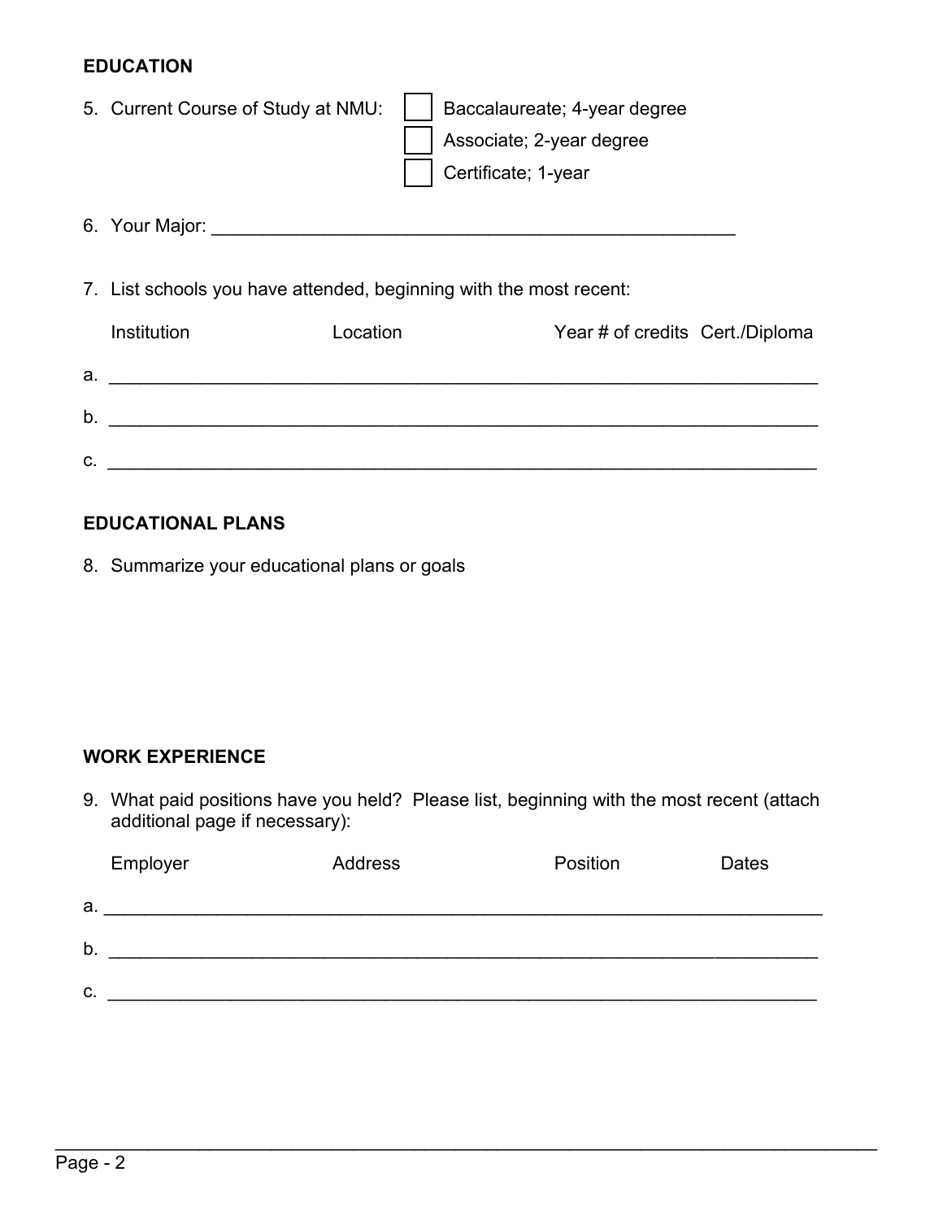**EDUCATION**

5. Current Course of Study at NMU:
   - ☐ Baccalaureate; 4-year degree
   - ☐ Associate; 2-year degree
   - ☐ Certificate; 1-year

6. Your Major: ______________________________________________________

7. List schools you have attended, beginning with the most recent:

| | Institution | Location | Year | # of credits | Cert./Diploma |
|---|---|---|---|---|---|
| a. | | | | | |
| b. | | | | | |
| c. | | | | | |

**EDUCATIONAL PLANS**

8. Summarize your educational plans or goals

**WORK EXPERIENCE**

9. What paid positions have you held? Please list, beginning with the most recent (attach additional page if necessary):

| | Employer | Address | Position | Dates |
|---|---|---|---|---|
| a. | | | | |
| b. | | | | |
| c. | | | | |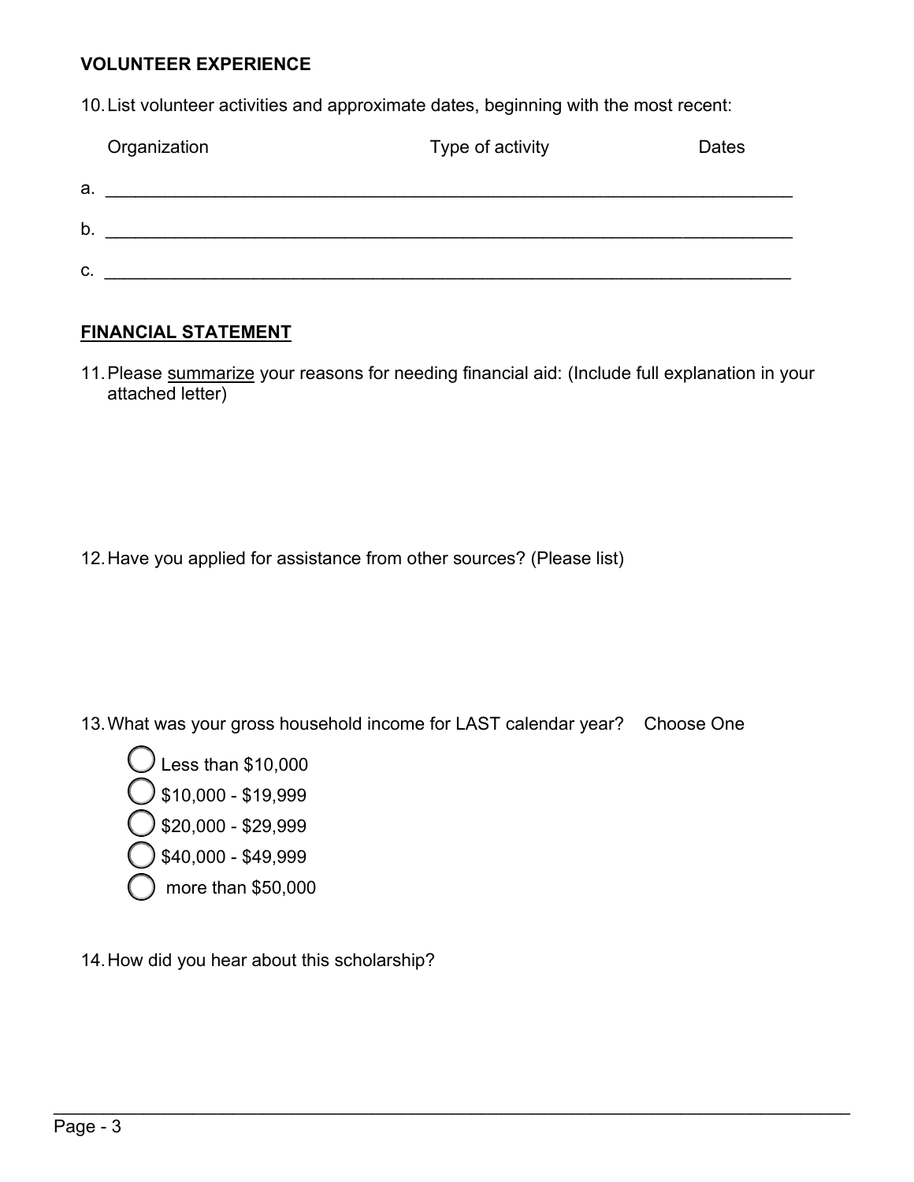**VOLUNTEER EXPERIENCE**

10. List volunteer activities and approximate dates, beginning with the most recent:

| | Organization | Type of activity | Dates |
|---|---|---|---|
| a. | | | |
| b. | | | |
| c. | | | |

**FINANCIAL STATEMENT**

11. Please summarize your reasons for needing financial aid: (Include full explanation in your attached letter)

12. Have you applied for assistance from other sources? (Please list)

13. What was your gross household income for LAST calendar year? Choose One

- ◯ Less than $10,000
- ◯ $10,000 - $19,999
- ◯ $20,000 - $29,999
- ◯ $40,000 - $49,999
- ◯ more than $50,000

14. How did you hear about this scholarship?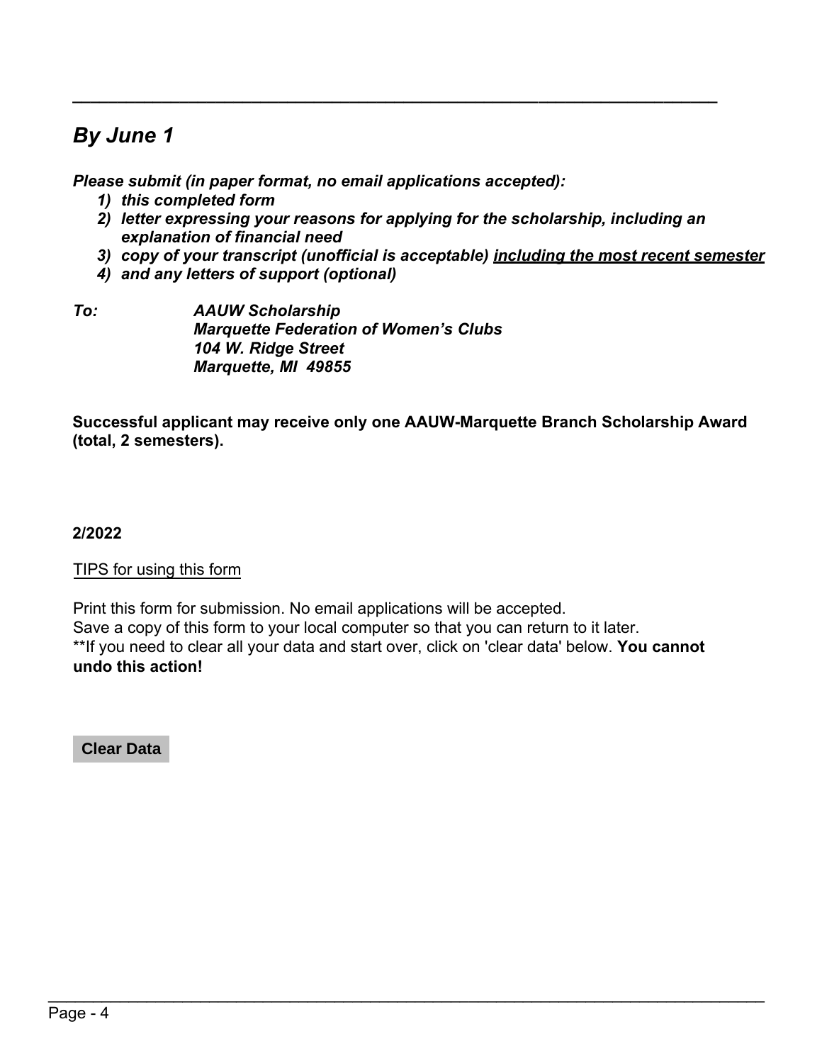---

## *By June 1*

***Please submit (in paper format, no email applications accepted):***

1) ***this completed form***
2) ***letter expressing your reasons for applying for the scholarship, including an explanation of financial need***
3) ***copy of your transcript (unofficial is acceptable) <u>including the most recent semester</u>***
4) ***and any letters of support (optional)***

***To:*** ***AAUW Scholarship***
***Marquette Federation of Women's Clubs***
***104 W. Ridge Street***
***Marquette, MI 49855***

**Successful applicant may receive only one AAUW-Marquette Branch Scholarship Award (total, 2 semesters).**

**2/2022**

<u>TIPS for using this form</u>

Print this form for submission. No email applications will be accepted.
Save a copy of this form to your local computer so that you can return to it later.
**If you need to clear all your data and start over, click on 'clear data' below. **You cannot undo this action!**

**Clear Data**